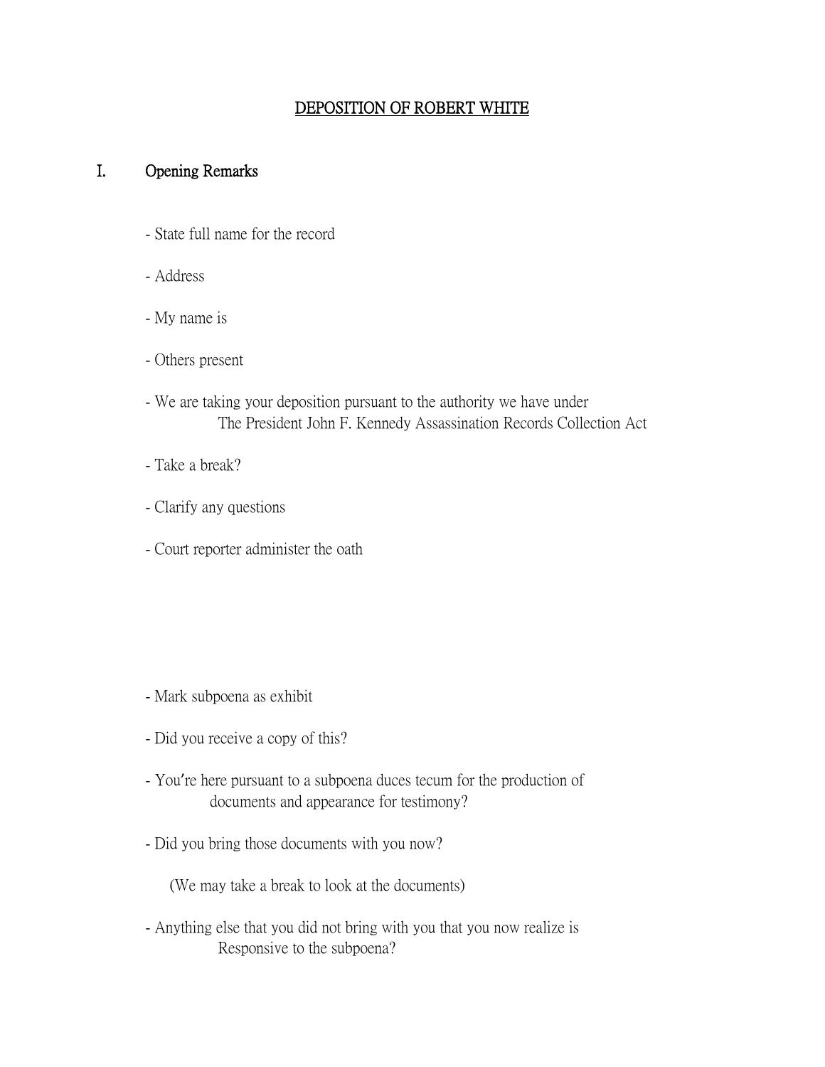# DEPOSITION OF ROBERT WHITE

## I. Opening Remarks

- State full name for the record
- Address
- My name is
- Others present
- We are taking your deposition pursuant to the authority we have under The President John F. Kennedy Assassination Records Collection Act
- Take a break?
- Clarify any questions
- Court reporter administer the oath

- Mark subpoena as exhibit
- Did you receive a copy of this?
- You're here pursuant to a subpoena duces tecum for the production of documents and appearance for testimony?
- Did you bring those documents with you now?

  (We may take a break to look at the documents)

- Anything else that you did not bring with you that you now realize is Responsive to the subpoena?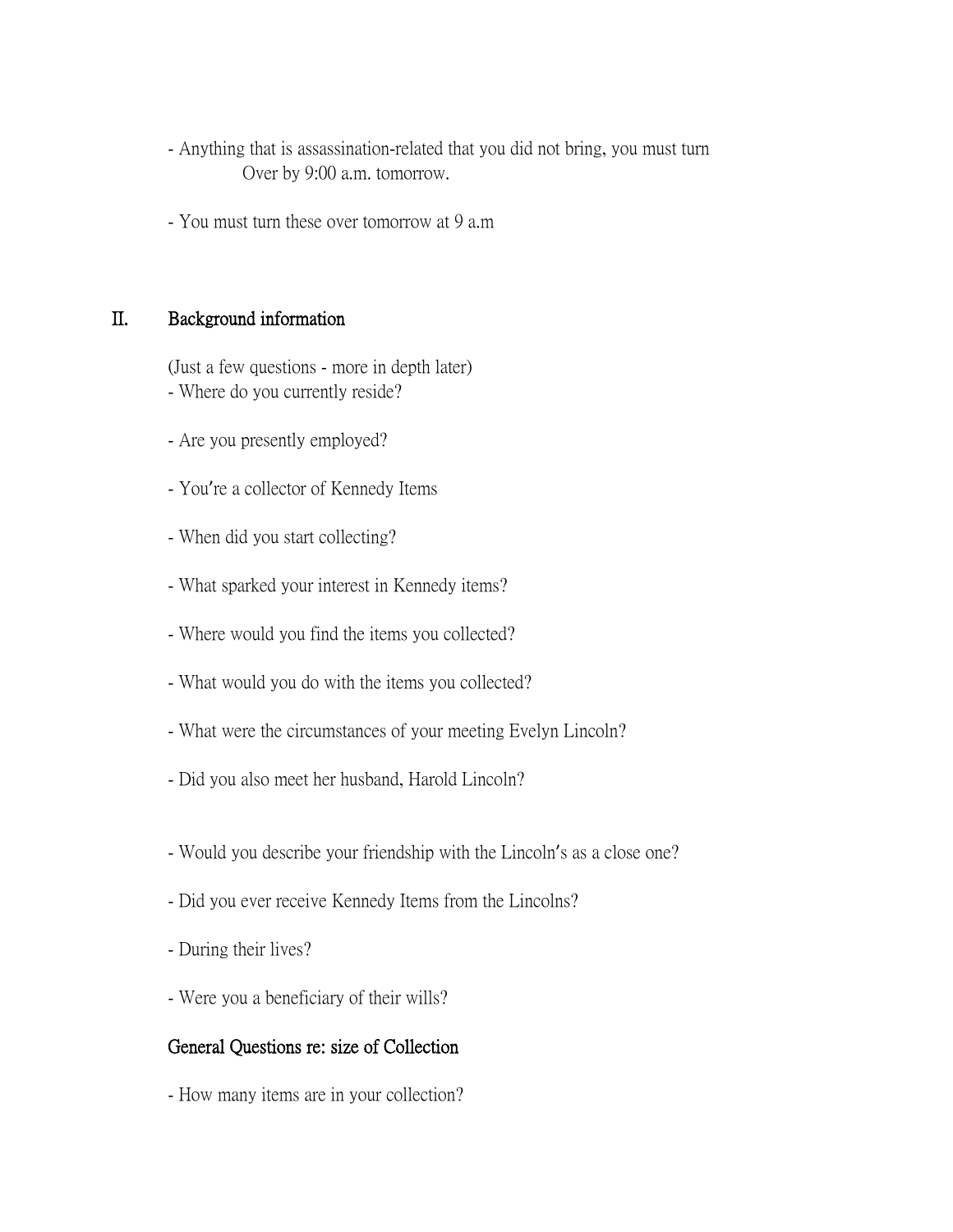- Anything that is assassination-related that you did not bring, you must turn Over by 9:00 a.m. tomorrow.

- You must turn these over tomorrow at 9 a.m

## II. Background information

(Just a few questions - more in depth later)

- Where do you currently reside?

- Are you presently employed?

- You're a collector of Kennedy Items

- When did you start collecting?

- What sparked your interest in Kennedy items?

- Where would you find the items you collected?

- What would you do with the items you collected?

- What were the circumstances of your meeting Evelyn Lincoln?

- Did you also meet her husband, Harold Lincoln?

- Would you describe your friendship with the Lincoln's as a close one?

- Did you ever receive Kennedy Items from the Lincolns?

- During their lives?

- Were you a beneficiary of their wills?

### General Questions re: size of Collection

- How many items are in your collection?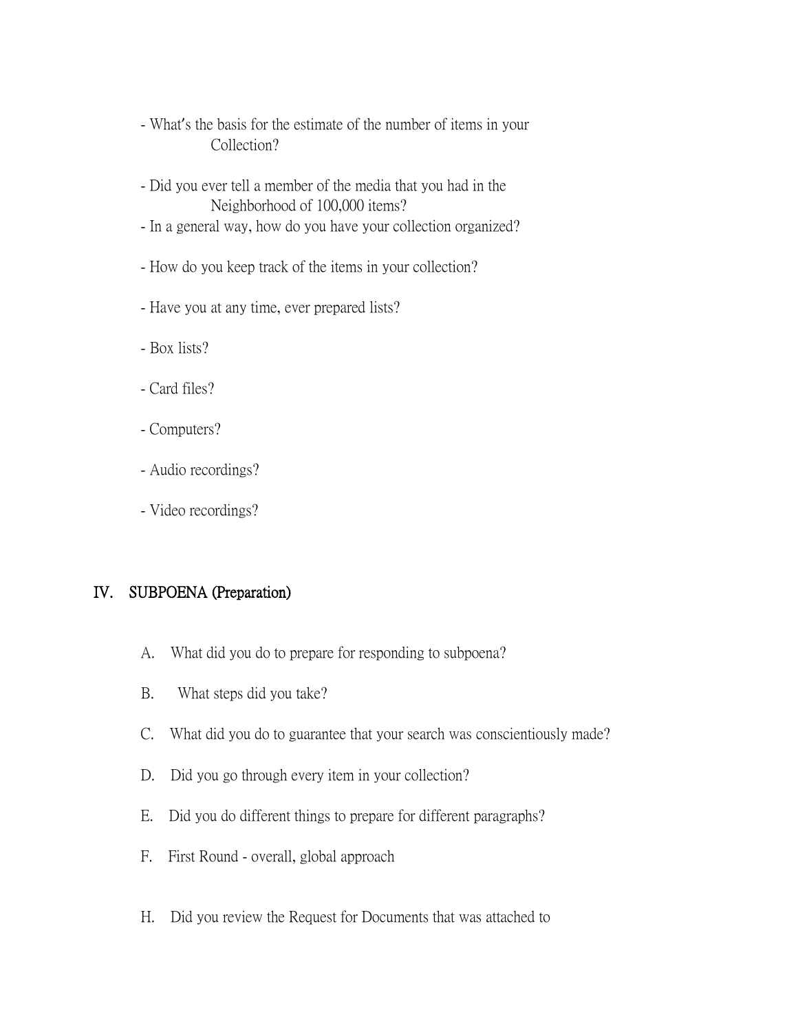- What's the basis for the estimate of the number of items in your Collection?

- Did you ever tell a member of the media that you had in the Neighborhood of 100,000 items?
- In a general way, how do you have your collection organized?

- How do you keep track of the items in your collection?

- Have you at any time, ever prepared lists?

- Box lists?

- Card files?

- Computers?

- Audio recordings?

- Video recordings?

## IV. SUBPOENA (Preparation)

A. What did you do to prepare for responding to subpoena?

B. What steps did you take?

C. What did you do to guarantee that your search was conscientiously made?

D. Did you go through every item in your collection?

E. Did you do different things to prepare for different paragraphs?

F. First Round - overall, global approach

H. Did you review the Request for Documents that was attached to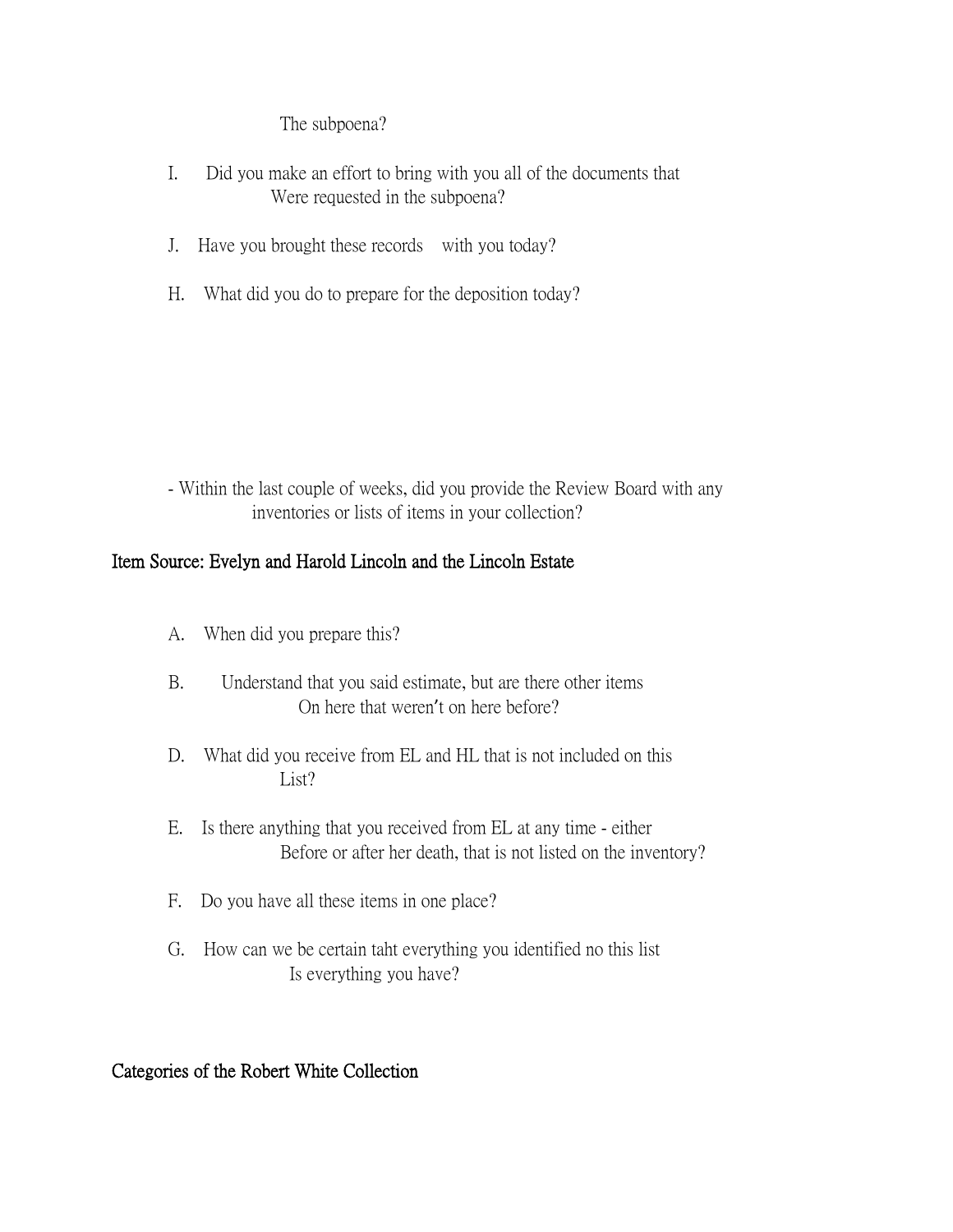The subpoena?

I. Did you make an effort to bring with you all of the documents that Were requested in the subpoena?

J. Have you brought these records with you today?

H. What did you do to prepare for the deposition today?

- Within the last couple of weeks, did you provide the Review Board with any inventories or lists of items in your collection?

## Item Source: Evelyn and Harold Lincoln and the Lincoln Estate

A. When did you prepare this?

B. Understand that you said estimate, but are there other items On here that weren't on here before?

D. What did you receive from EL and HL that is not included on this List?

E. Is there anything that you received from EL at any time - either Before or after her death, that is not listed on the inventory?

F. Do you have all these items in one place?

G. How can we be certain taht everything you identified no this list Is everything you have?

## Categories of the Robert White Collection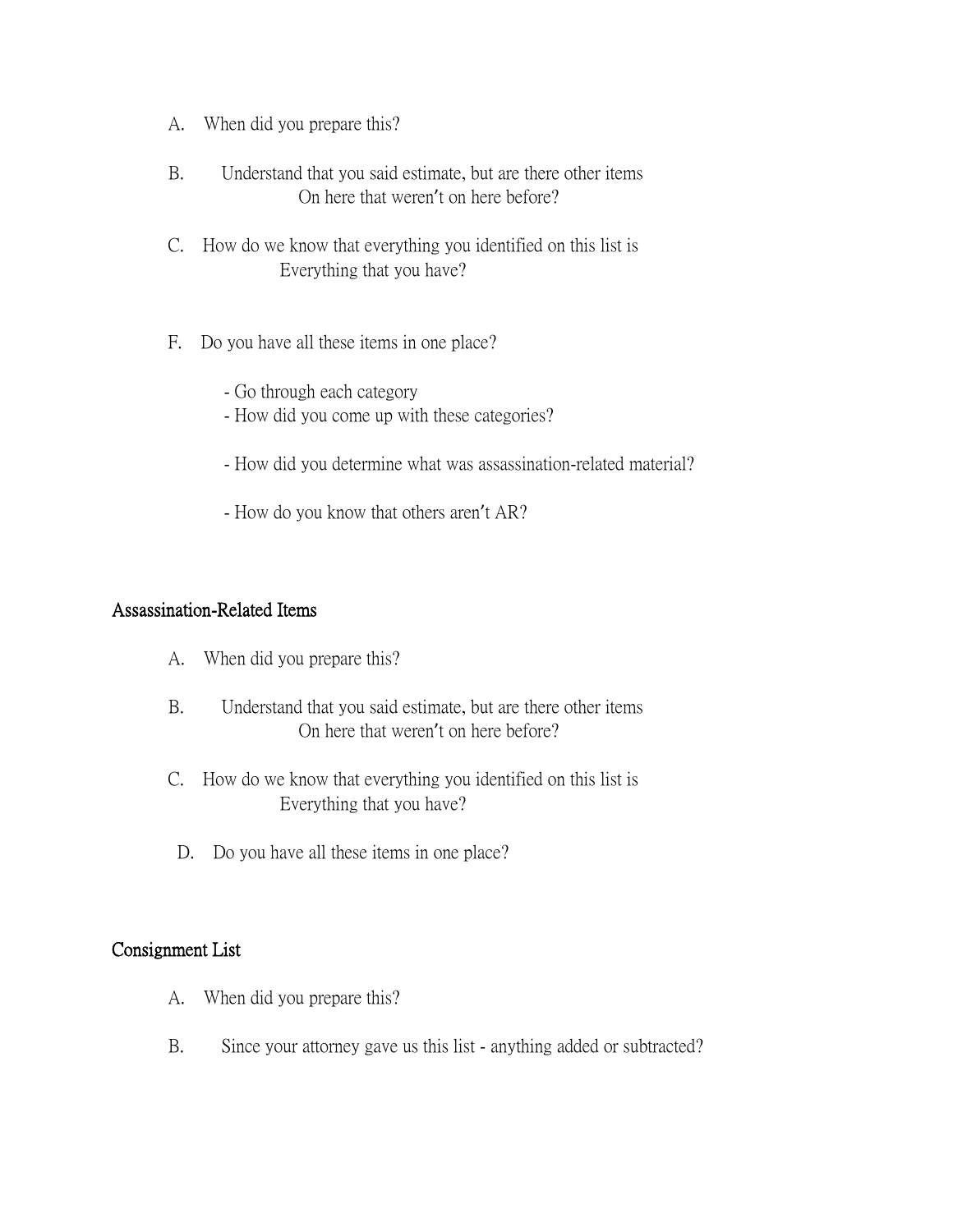A. When did you prepare this?

B. Understand that you said estimate, but are there other items On here that weren't on here before?

C. How do we know that everything you identified on this list is Everything that you have?

F. Do you have all these items in one place?

- Go through each category
- How did you come up with these categories?

- How did you determine what was assassination-related material?

- How do you know that others aren't AR?

## Assassination-Related Items

A. When did you prepare this?

B. Understand that you said estimate, but are there other items On here that weren't on here before?

C. How do we know that everything you identified on this list is Everything that you have?

D. Do you have all these items in one place?

## Consignment List

A. When did you prepare this?

B. Since your attorney gave us this list - anything added or subtracted?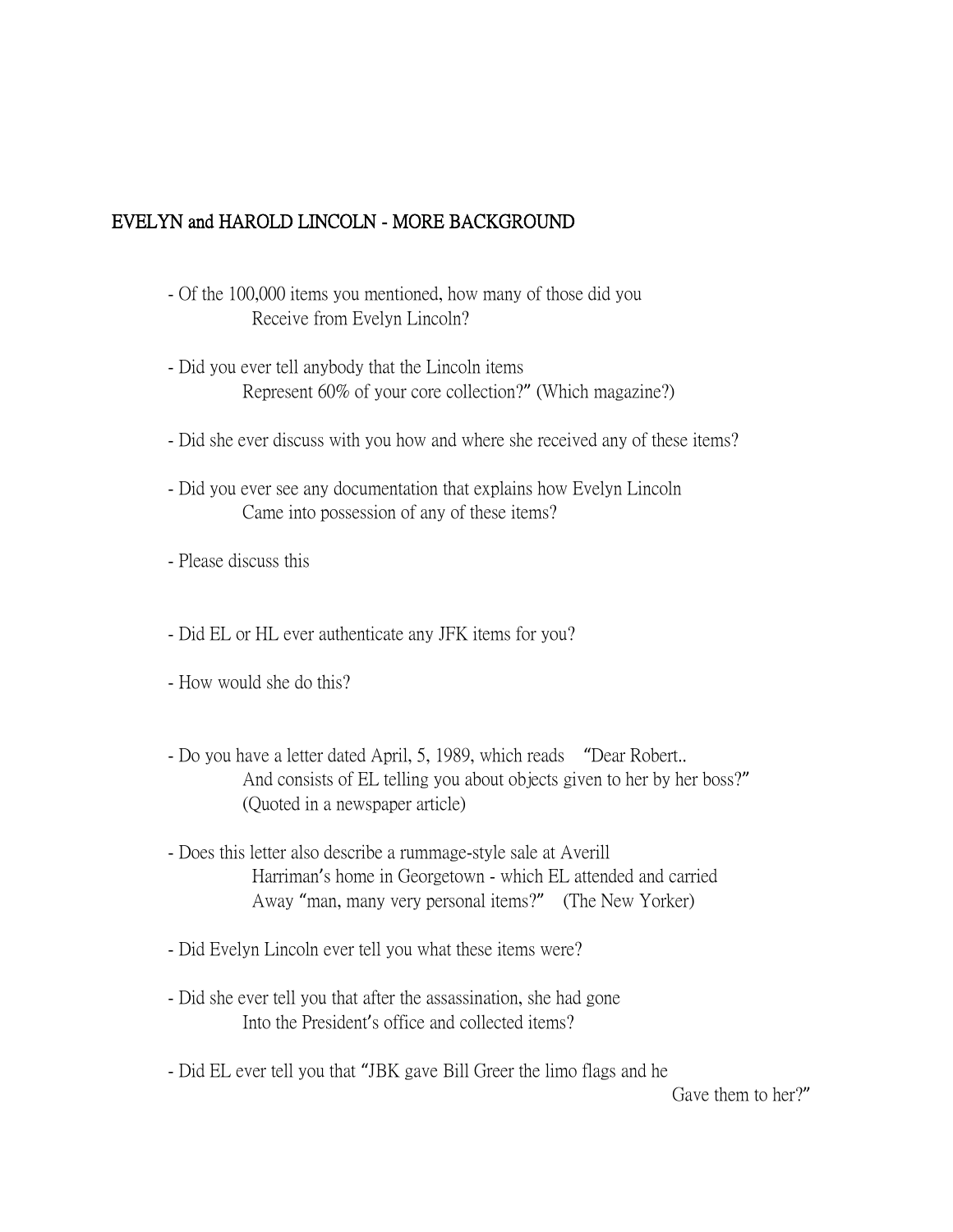## EVELYN and HAROLD LINCOLN - MORE BACKGROUND

- Of the 100,000 items you mentioned, how many of those did you Receive from Evelyn Lincoln?

- Did you ever tell anybody that the Lincoln items Represent 60% of your core collection?" (Which magazine?)

- Did she ever discuss with you how and where she received any of these items?

- Did you ever see any documentation that explains how Evelyn Lincoln Came into possession of any of these items?

- Please discuss this

- Did EL or HL ever authenticate any JFK items for you?

- How would she do this?

- Do you have a letter dated April, 5, 1989, which reads "Dear Robert.. And consists of EL telling you about objects given to her by her boss?" (Quoted in a newspaper article)

- Does this letter also describe a rummage-style sale at Averill Harriman's home in Georgetown - which EL attended and carried Away "man, many very personal items?" (The New Yorker)

- Did Evelyn Lincoln ever tell you what these items were?

- Did she ever tell you that after the assassination, she had gone Into the President's office and collected items?

- Did EL ever tell you that "JBK gave Bill Greer the limo flags and he Gave them to her?"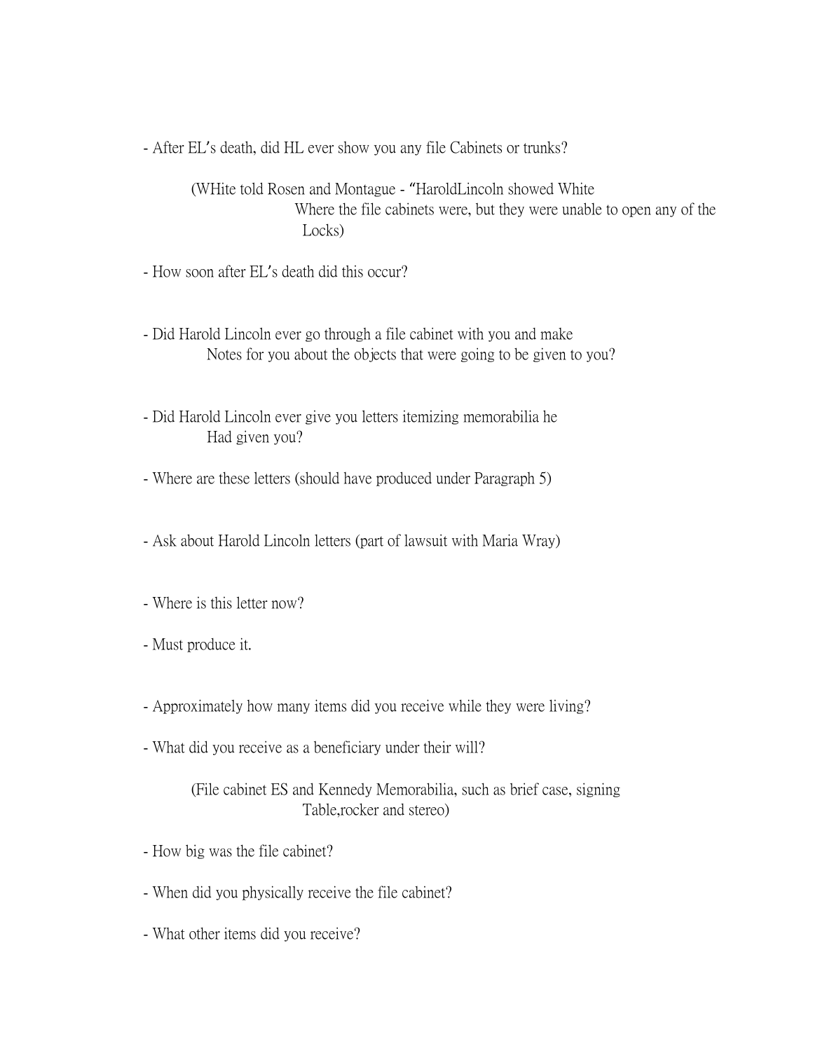- After EL's death, did HL ever show you any file Cabinets or trunks?

  (WHite told Rosen and Montague - "HaroldLincoln showed White Where the file cabinets were, but they were unable to open any of the Locks)

- How soon after EL's death did this occur?

- Did Harold Lincoln ever go through a file cabinet with you and make Notes for you about the objects that were going to be given to you?

- Did Harold Lincoln ever give you letters itemizing memorabilia he Had given you?

- Where are these letters (should have produced under Paragraph 5)

- Ask about Harold Lincoln letters (part of lawsuit with Maria Wray)

- Where is this letter now?

- Must produce it.

- Approximately how many items did you receive while they were living?

- What did you receive as a beneficiary under their will?

  (File cabinet ES and Kennedy Memorabilia, such as brief case, signing Table,rocker and stereo)

- How big was the file cabinet?

- When did you physically receive the file cabinet?

- What other items did you receive?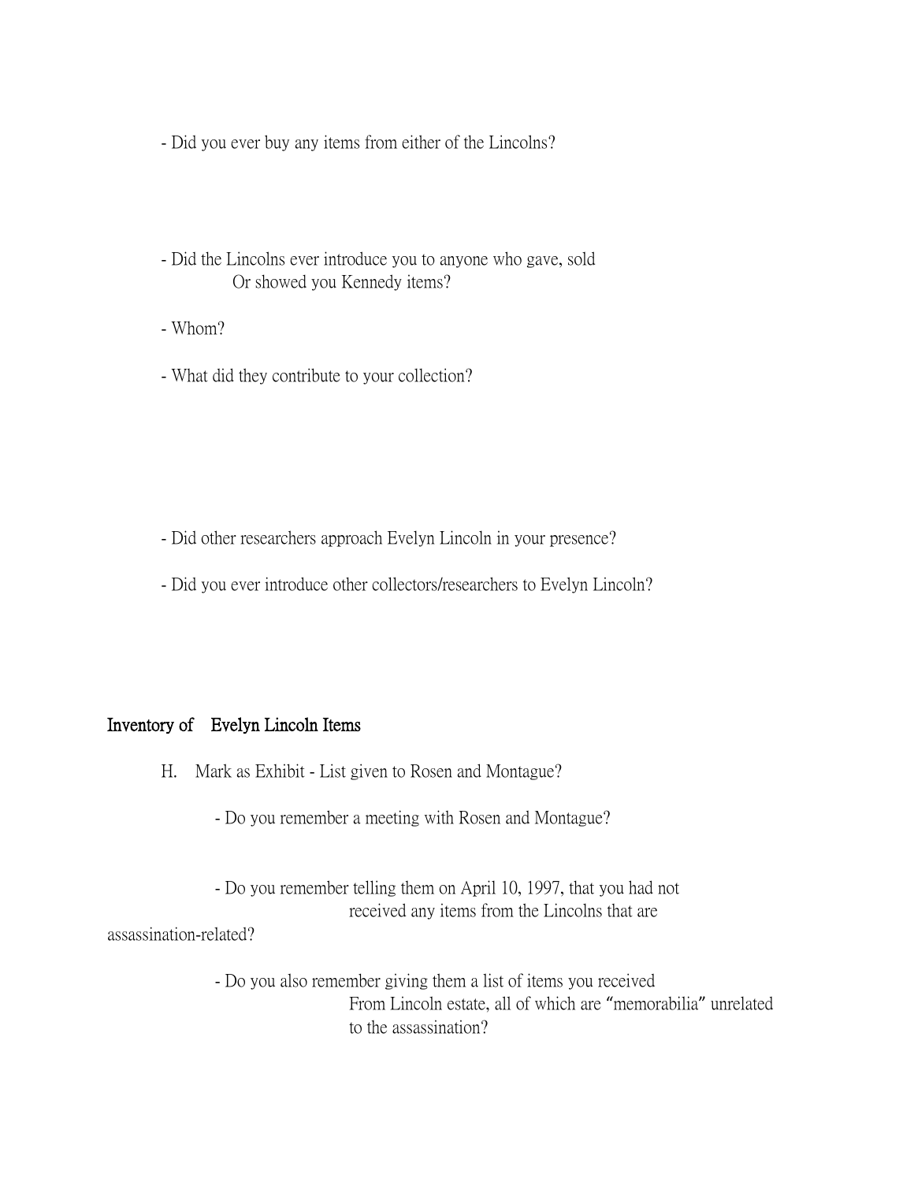- Did you ever buy any items from either of the Lincolns?

- Did the Lincolns ever introduce you to anyone who gave, sold Or showed you Kennedy items?

- Whom?

- What did they contribute to your collection?

- Did other researchers approach Evelyn Lincoln in your presence?

- Did you ever introduce other collectors/researchers to Evelyn Lincoln?

**Inventory of Evelyn Lincoln Items**

H. Mark as Exhibit - List given to Rosen and Montague?

- Do you remember a meeting with Rosen and Montague?

- Do you remember telling them on April 10, 1997, that you had not received any items from the Lincolns that are assassination-related?

- Do you also remember giving them a list of items you received From Lincoln estate, all of which are "memorabilia" unrelated to the assassination?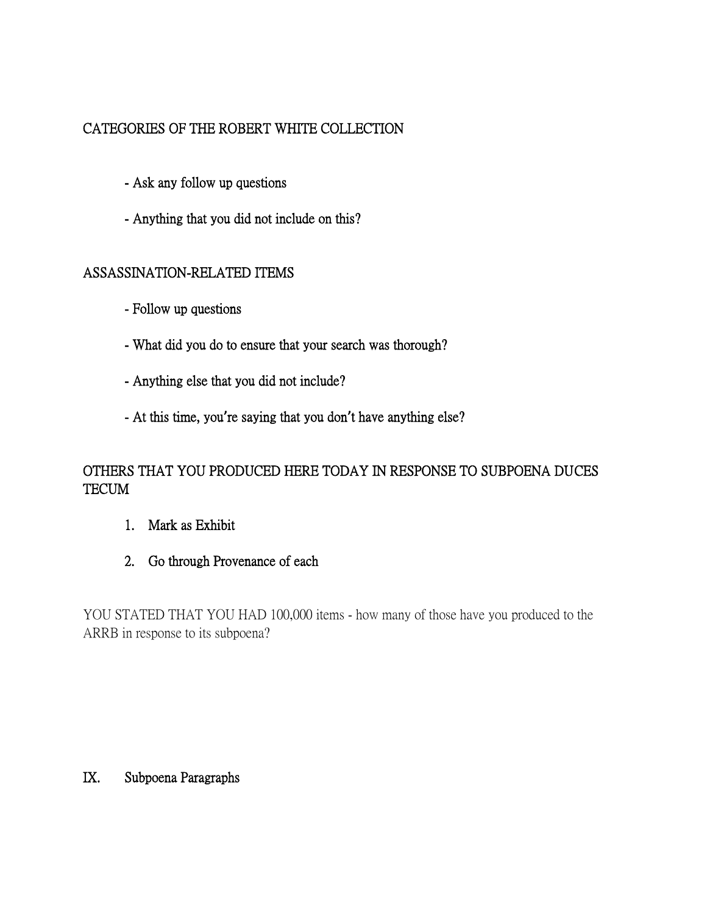CATEGORIES OF THE ROBERT WHITE COLLECTION

- Ask any follow up questions
- Anything that you did not include on this?

ASSASSINATION-RELATED ITEMS

- Follow up questions
- What did you do to ensure that your search was thorough?
- Anything else that you did not include?
- At this time, you're saying that you don't have anything else?

OTHERS THAT YOU PRODUCED HERE TODAY IN RESPONSE TO SUBPOENA DUCES TECUM

1. Mark as Exhibit
2. Go through Provenance of each

YOU STATED THAT YOU HAD 100,000 items - how many of those have you produced to the ARRB in response to its subpoena?

IX. Subpoena Paragraphs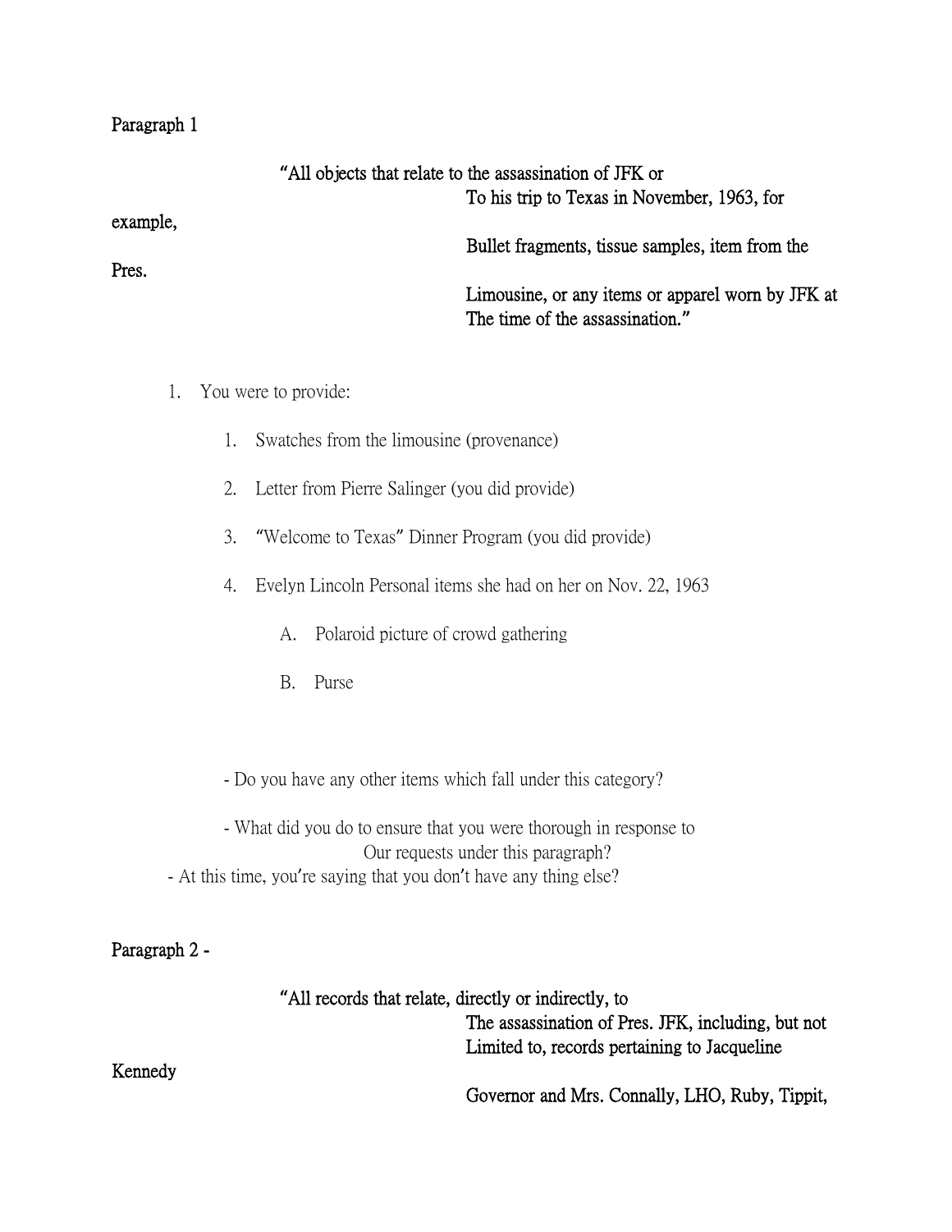Paragraph 1

"All objects that relate to the assassination of JFK or To his trip to Texas in November, 1963, for example, Bullet fragments, tissue samples, item from the Pres. Limousine, or any items or apparel worn by JFK at The time of the assassination."

1. You were to provide:

    1. Swatches from the limousine (provenance)
    2. Letter from Pierre Salinger (you did provide)
    3. "Welcome to Texas" Dinner Program (you did provide)
    4. Evelyn Lincoln Personal items she had on her on Nov. 22, 1963

        A. Polaroid picture of crowd gathering

        B. Purse

- Do you have any other items which fall under this category?
- What did you do to ensure that you were thorough in response to Our requests under this paragraph?
- At this time, you're saying that you don't have any thing else?

Paragraph 2 -

"All records that relate, directly or indirectly, to The assassination of Pres. JFK, including, but not Limited to, records pertaining to Jacqueline Kennedy Governor and Mrs. Connally, LHO, Ruby, Tippit,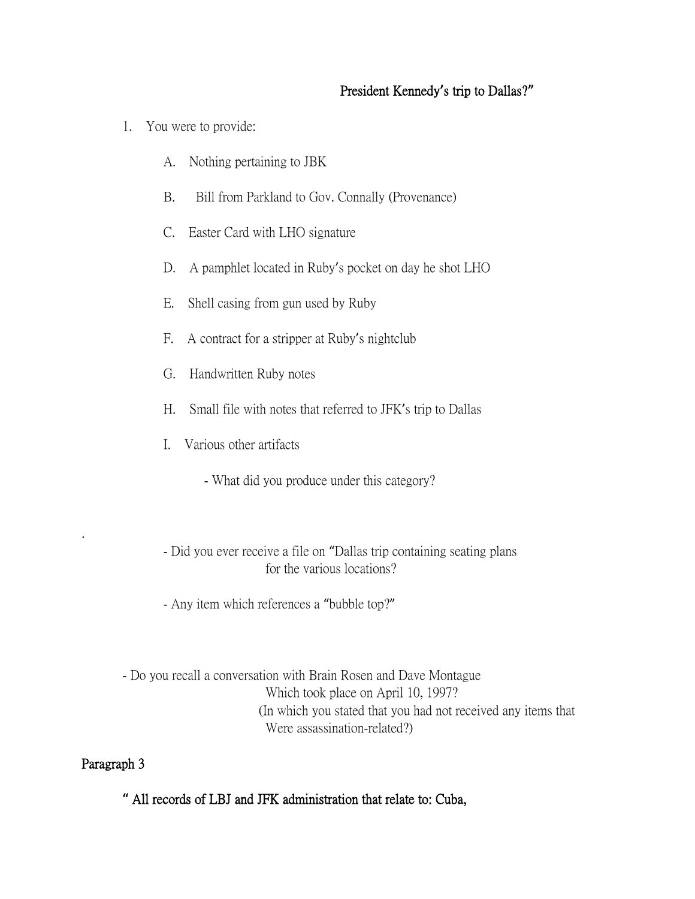**President Kennedy's trip to Dallas?"**

1. You were to provide:

   A. Nothing pertaining to JBK

   B. Bill from Parkland to Gov. Connally (Provenance)

   C. Easter Card with LHO signature

   D. A pamphlet located in Ruby's pocket on day he shot LHO

   E. Shell casing from gun used by Ruby

   F. A contract for a stripper at Ruby's nightclub

   G. Handwritten Ruby notes

   H. Small file with notes that referred to JFK's trip to Dallas

   I. Various other artifacts

      - What did you produce under this category?

.

- Did you ever receive a file on "Dallas trip containing seating plans for the various locations?

- Any item which references a "bubble top?"

- Do you recall a conversation with Brain Rosen and Dave Montague Which took place on April 10, 1997? (In which you stated that you had not received any items that Were assassination-related?)

**Paragraph 3**

**" All records of LBJ and JFK administration that relate to: Cuba,**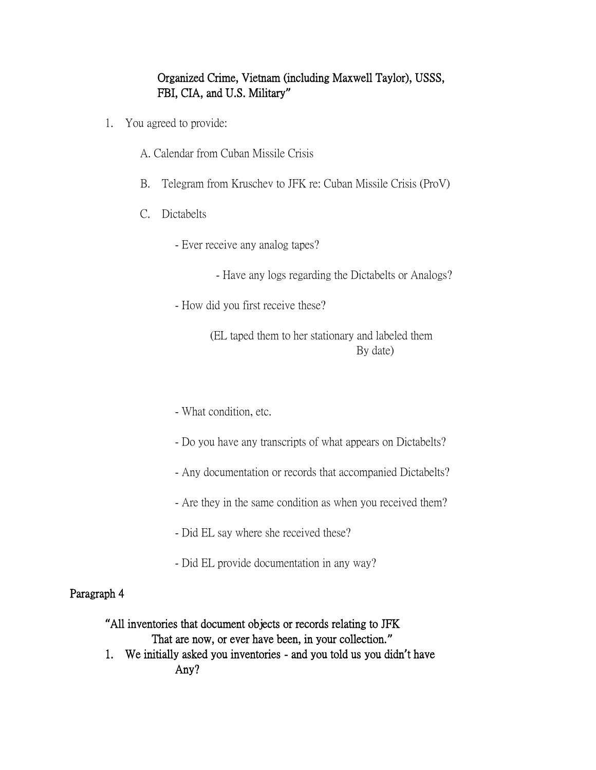**Organized Crime, Vietnam (including Maxwell Taylor), USSS, FBI, CIA, and U.S. Military"**

1. You agreed to provide:

   A. Calendar from Cuban Missile Crisis

   B. Telegram from Kruschev to JFK re: Cuban Missile Crisis (ProV)

   C. Dictabelts

      - Ever receive any analog tapes?

         - Have any logs regarding the Dictabelts or Analogs?

      - How did you first receive these?

         (EL taped them to her stationary and labeled them By date)

      - What condition, etc.

      - Do you have any transcripts of what appears on Dictabelts?

      - Any documentation or records that accompanied Dictabelts?

      - Are they in the same condition as when you received them?

      - Did EL say where she received these?

      - Did EL provide documentation in any way?

**Paragraph 4**

**"All inventories that document objects or records relating to JFK That are now, or ever have been, in your collection."**

1. **We initially asked you inventories - and you told us you didn't have Any?**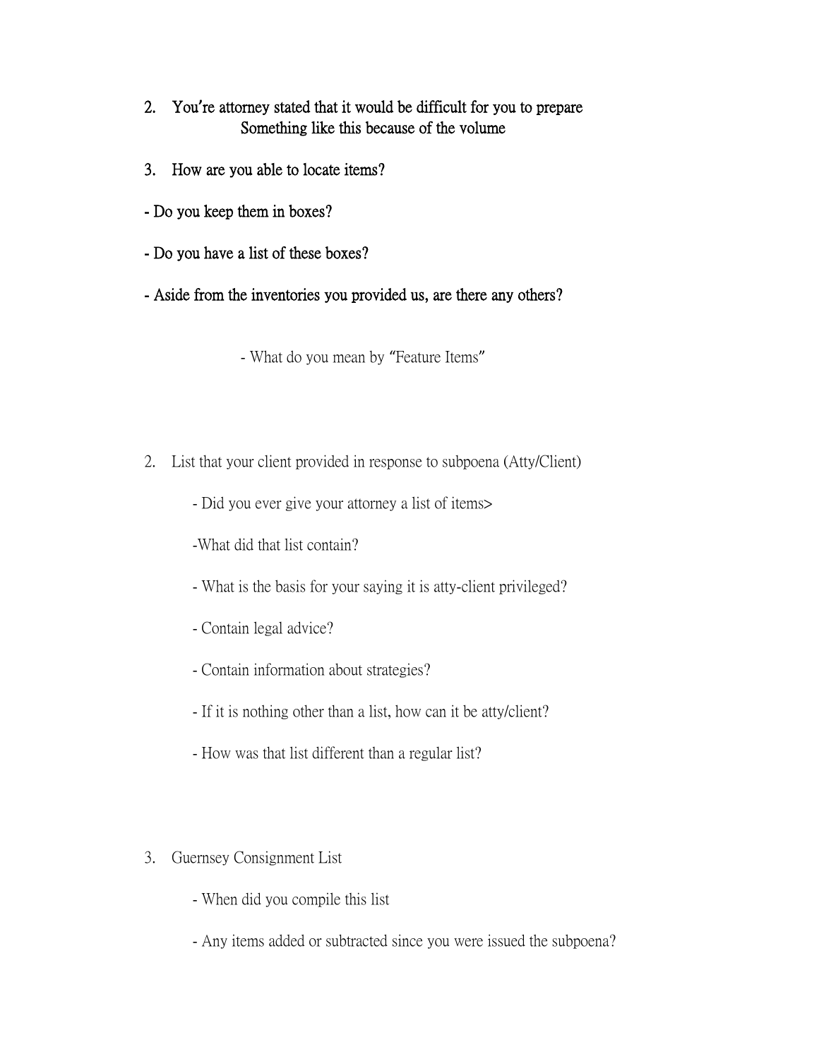2. You're attorney stated that it would be difficult for you to prepare Something like this because of the volume

3. How are you able to locate items?

- Do you keep them in boxes?

- Do you have a list of these boxes?

- Aside from the inventories you provided us, are there any others?

  - What do you mean by "Feature Items"

2. List that your client provided in response to subpoena (Atty/Client)

   - Did you ever give your attorney a list of items>

   -What did that list contain?

   - What is the basis for your saying it is atty-client privileged?

   - Contain legal advice?

   - Contain information about strategies?

   - If it is nothing other than a list, how can it be atty/client?

   - How was that list different than a regular list?

3. Guernsey Consignment List

   - When did you compile this list

   - Any items added or subtracted since you were issued the subpoena?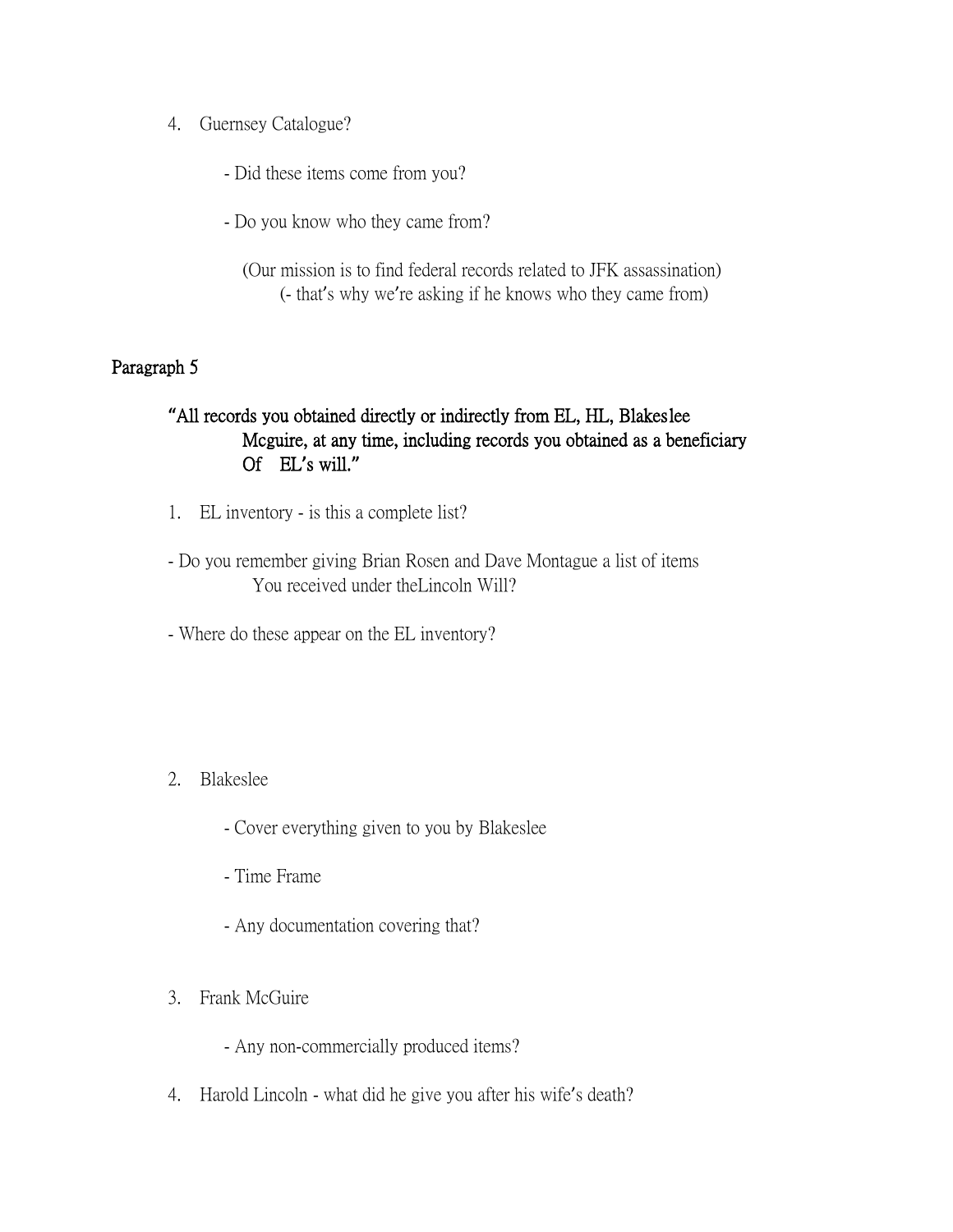4. Guernsey Catalogue?

    - Did these items come from you?

    - Do you know who they came from?

        (Our mission is to find federal records related to JFK assassination)
        (- that's why we're asking if he knows who they came from)

**Paragraph 5**

> **"All records you obtained directly or indirectly from EL, HL, Blakeslee Mcguire, at any time, including records you obtained as a beneficiary Of EL's will."**

1. EL inventory - is this a complete list?

- Do you remember giving Brian Rosen and Dave Montague a list of items You received under theLincoln Will?

- Where do these appear on the EL inventory?

2. Blakeslee

    - Cover everything given to you by Blakeslee

    - Time Frame

    - Any documentation covering that?

3. Frank McGuire

    - Any non-commercially produced items?

4. Harold Lincoln - what did he give you after his wife's death?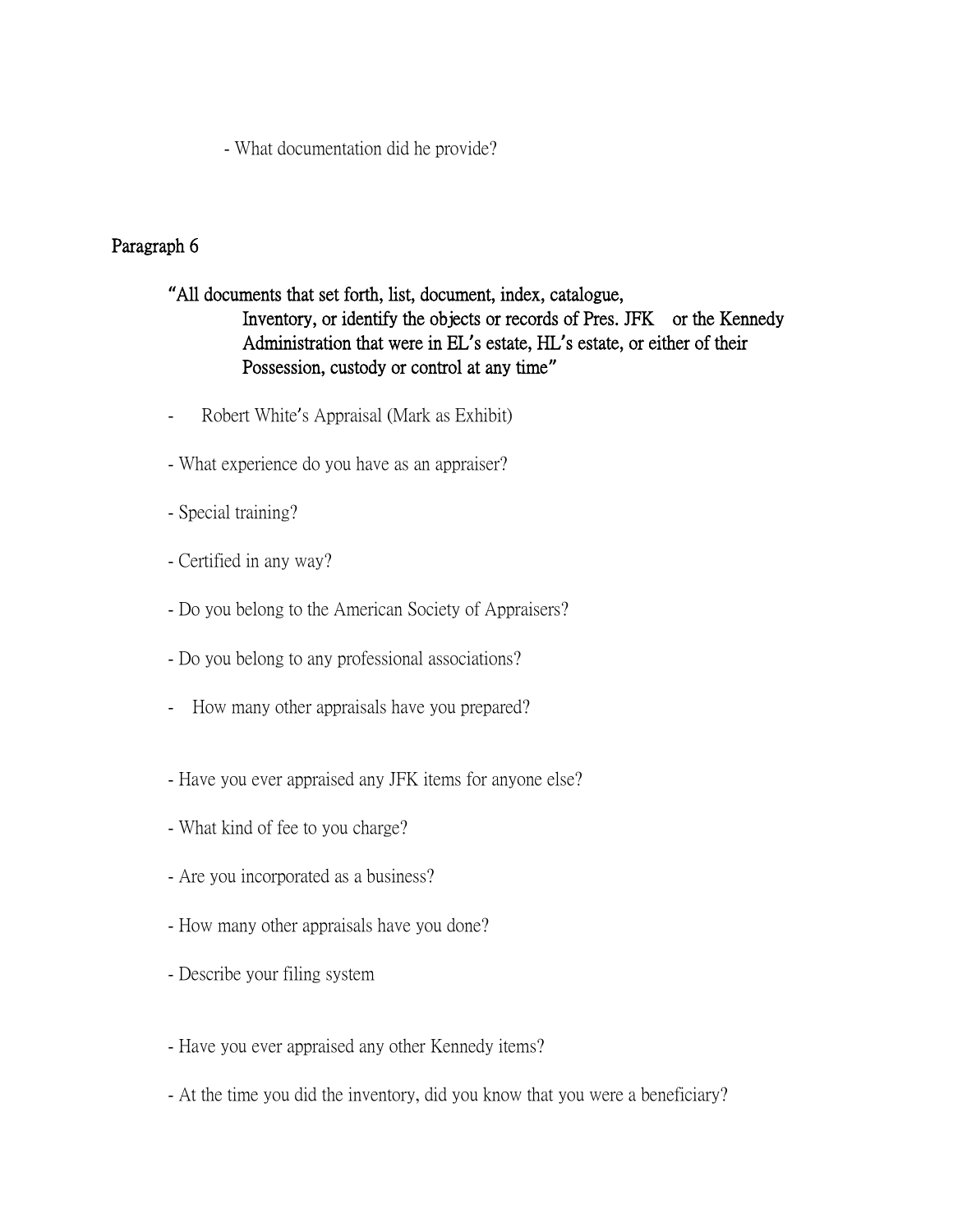- What documentation did he provide?

## Paragraph 6

**"All documents that set forth, list, document, index, catalogue, Inventory, or identify the objects or records of Pres. JFK or the Kennedy Administration that were in EL's estate, HL's estate, or either of their Possession, custody or control at any time"**

- Robert White's Appraisal (Mark as Exhibit)
- What experience do you have as an appraiser?
- Special training?
- Certified in any way?
- Do you belong to the American Society of Appraisers?
- Do you belong to any professional associations?
- How many other appraisals have you prepared?
- Have you ever appraised any JFK items for anyone else?
- What kind of fee to you charge?
- Are you incorporated as a business?
- How many other appraisals have you done?
- Describe your filing system
- Have you ever appraised any other Kennedy items?
- At the time you did the inventory, did you know that you were a beneficiary?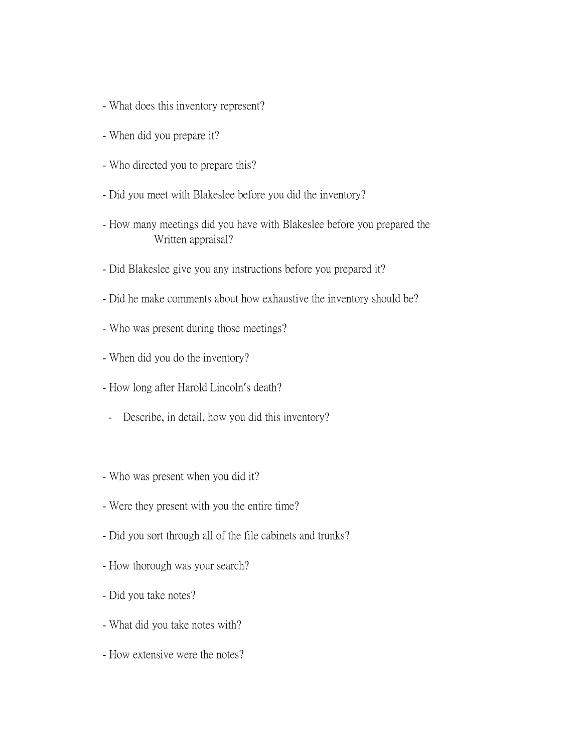- What does this inventory represent?

- When did you prepare it?

- Who directed you to prepare this?

- Did you meet with Blakeslee before you did the inventory?

- How many meetings did you have with Blakeslee before you prepared the Written appraisal?

- Did Blakeslee give you any instructions before you prepared it?

- Did he make comments about how exhaustive the inventory should be?

- Who was present during those meetings?

- When did you do the inventory?

- How long after Harold Lincoln's death?

- Describe, in detail, how you did this inventory?

- Who was present when you did it?

- Were they present with you the entire time?

- Did you sort through all of the file cabinets and trunks?

- How thorough was your search?

- Did you take notes?

- What did you take notes with?

- How extensive were the notes?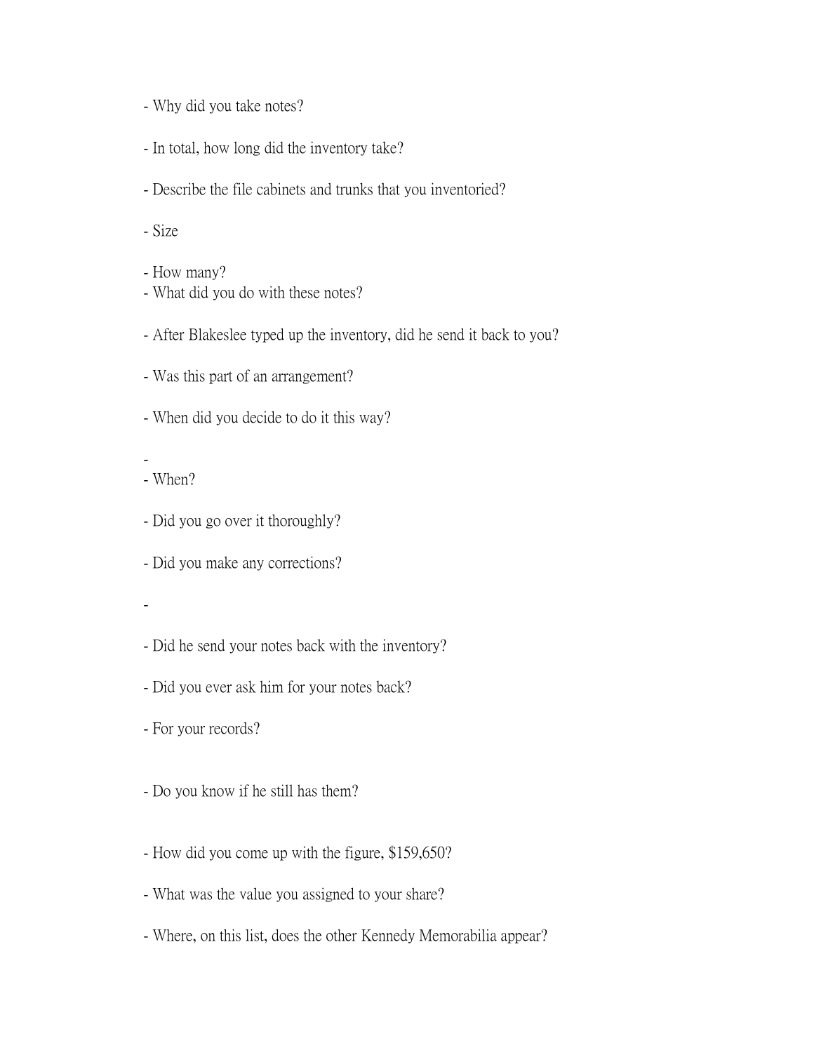- Why did you take notes?

- In total, how long did the inventory take?

- Describe the file cabinets and trunks that you inventoried?

- Size

- How many?
- What did you do with these notes?

- After Blakeslee typed up the inventory, did he send it back to you?

- Was this part of an arrangement?

- When did you decide to do it this way?

-
- When?

- Did you go over it thoroughly?

- Did you make any corrections?

-

- Did he send your notes back with the inventory?

- Did you ever ask him for your notes back?

- For your records?

- Do you know if he still has them?

- How did you come up with the figure, $159,650?

- What was the value you assigned to your share?

- Where, on this list, does the other Kennedy Memorabilia appear?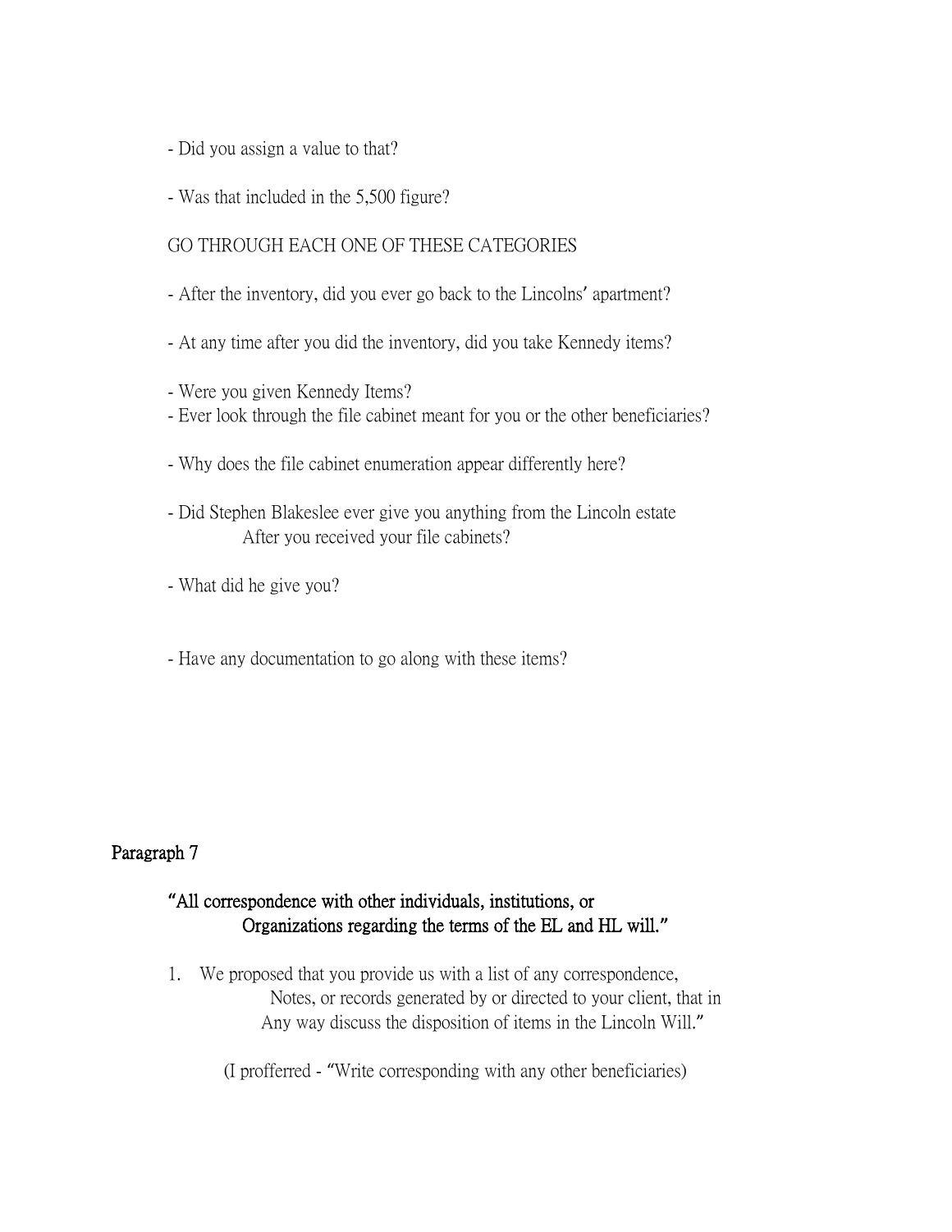- Did you assign a value to that?

- Was that included in the 5,500 figure?

GO THROUGH EACH ONE OF THESE CATEGORIES

- After the inventory, did you ever go back to the Lincolns' apartment?

- At any time after you did the inventory, did you take Kennedy items?

- Were you given Kennedy Items?
- Ever look through the file cabinet meant for you or the other beneficiaries?

- Why does the file cabinet enumeration appear differently here?

- Did Stephen Blakeslee ever give you anything from the Lincoln estate
  After you received your file cabinets?

- What did he give you?

- Have any documentation to go along with these items?

**Paragraph 7**

**"All correspondence with other individuals, institutions, or
Organizations regarding the terms of the EL and HL will."**

1. We proposed that you provide us with a list of any correspondence,
   Notes, or records generated by or directed to your client, that in
   Any way discuss the disposition of items in the Lincoln Will."

   (I profferred - "Write corresponding with any other beneficiaries)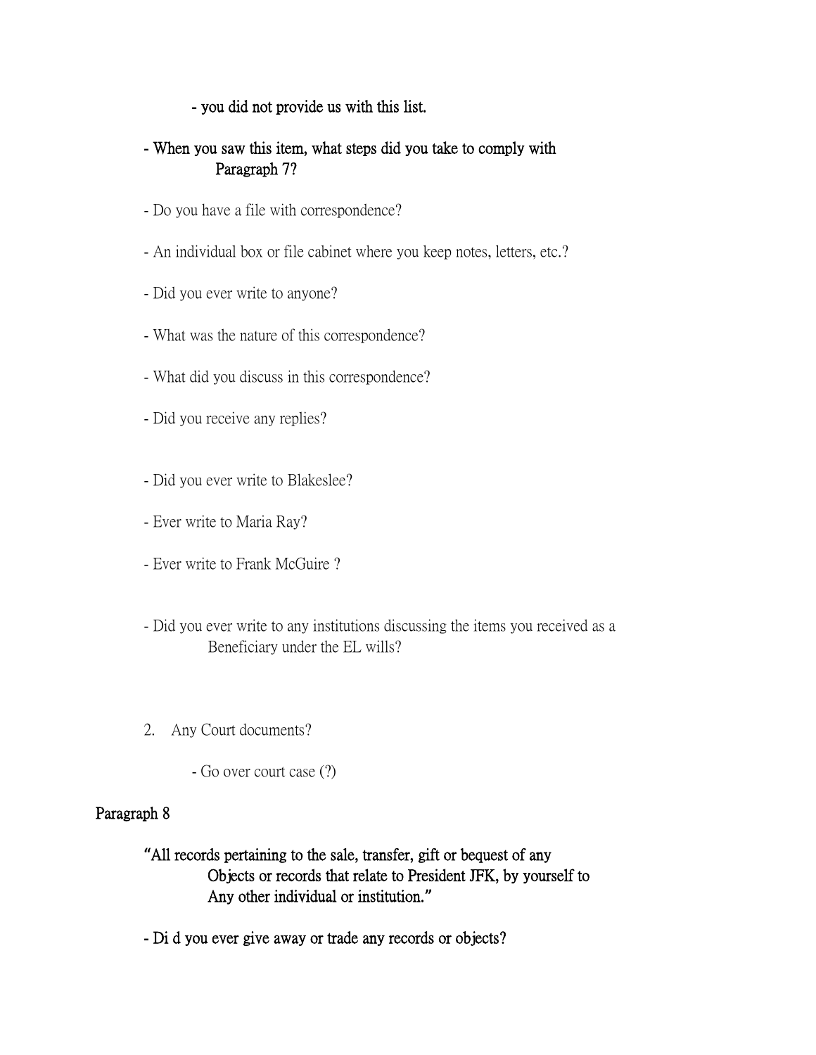**- you did not provide us with this list.**

**- When you saw this item, what steps did you take to comply with Paragraph 7?**

- Do you have a file with correspondence?

- An individual box or file cabinet where you keep notes, letters, etc.?

- Did you ever write to anyone?

- What was the nature of this correspondence?

- What did you discuss in this correspondence?

- Did you receive any replies?

- Did you ever write to Blakeslee?

- Ever write to Maria Ray?

- Ever write to Frank McGuire ?

- Did you ever write to any institutions discussing the items you received as a Beneficiary under the EL wills?

2. Any Court documents?

   - Go over court case (?)

**Paragraph 8**

**"All records pertaining to the sale, transfer, gift or bequest of any Objects or records that relate to President JFK, by yourself to Any other individual or institution."**

**- Di d you ever give away or trade any records or objects?**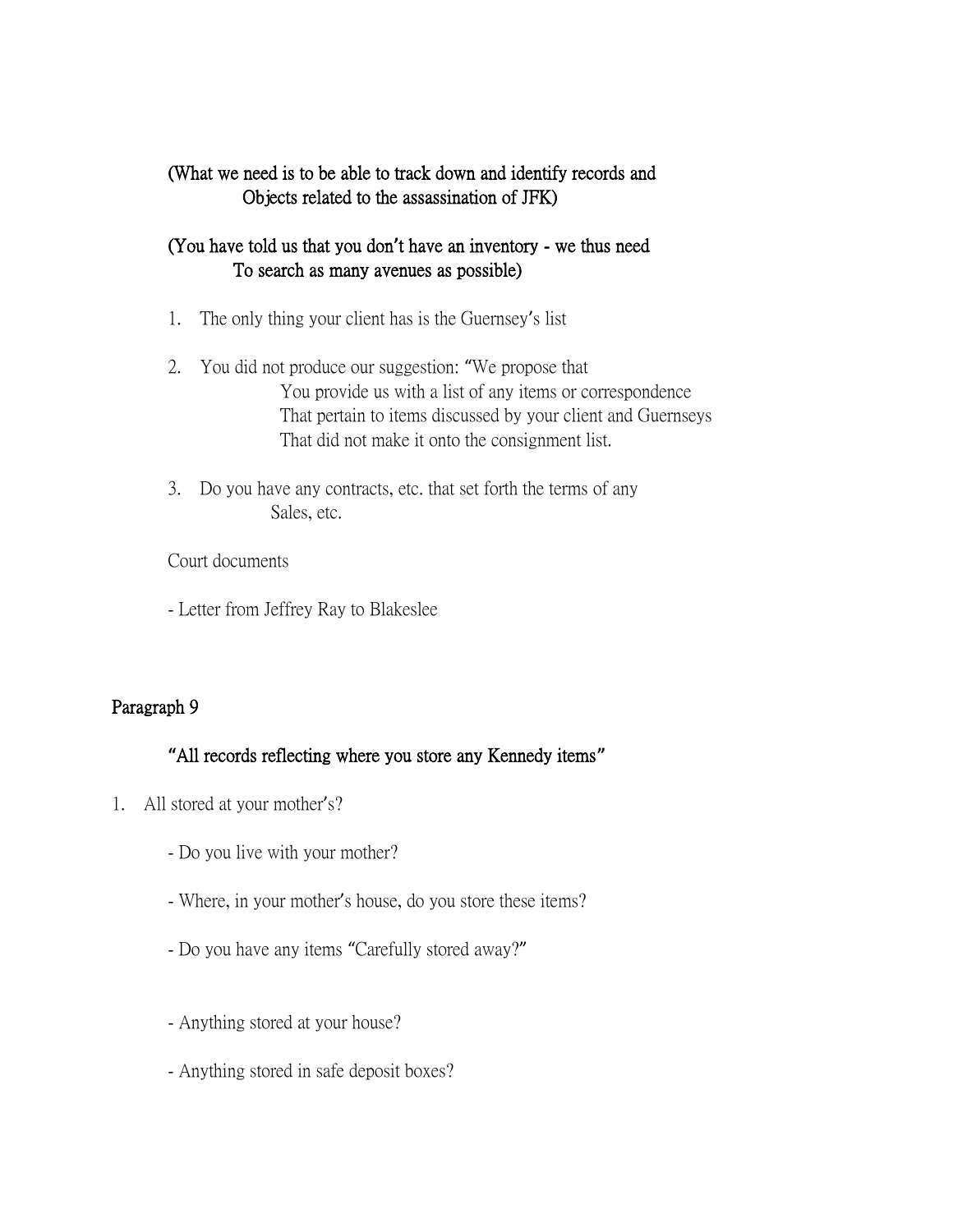**(What we need is to be able to track down and identify records and Objects related to the assassination of JFK)**

**(You have told us that you don't have an inventory - we thus need To search as many avenues as possible)**

1. The only thing your client has is the Guernsey's list

2. You did not produce our suggestion: "We propose that You provide us with a list of any items or correspondence That pertain to items discussed by your client and Guernseys That did not make it onto the consignment list.

3. Do you have any contracts, etc. that set forth the terms of any Sales, etc.

Court documents

- Letter from Jeffrey Ray to Blakeslee

**Paragraph 9**

**"All records reflecting where you store any Kennedy items"**

1. All stored at your mother's?

   - Do you live with your mother?

   - Where, in your mother's house, do you store these items?

   - Do you have any items "Carefully stored away?"

   - Anything stored at your house?

   - Anything stored in safe deposit boxes?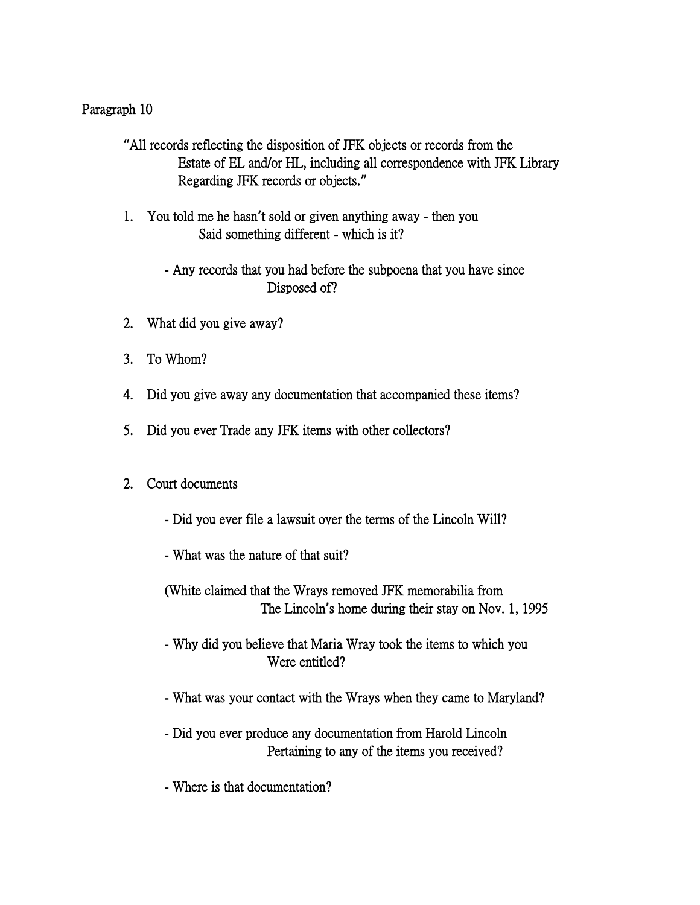Paragraph 10

"All records reflecting the disposition of JFK objects or records from the Estate of EL and/or HL, including all correspondence with JFK Library Regarding JFK records or objects."

1. You told me he hasn't sold or given anything away - then you Said something different - which is it?

   - Any records that you had before the subpoena that you have since Disposed of?

2. What did you give away?

3. To Whom?

4. Did you give away any documentation that accompanied these items?

5. Did you ever Trade any JFK items with other collectors?

2. Court documents

   - Did you ever file a lawsuit over the terms of the Lincoln Will?

   - What was the nature of that suit?

   (White claimed that the Wrays removed JFK memorabilia from The Lincoln's home during their stay on Nov. 1, 1995

   - Why did you believe that Maria Wray took the items to which you Were entitled?

   - What was your contact with the Wrays when they came to Maryland?

   - Did you ever produce any documentation from Harold Lincoln Pertaining to any of the items you received?

   - Where is that documentation?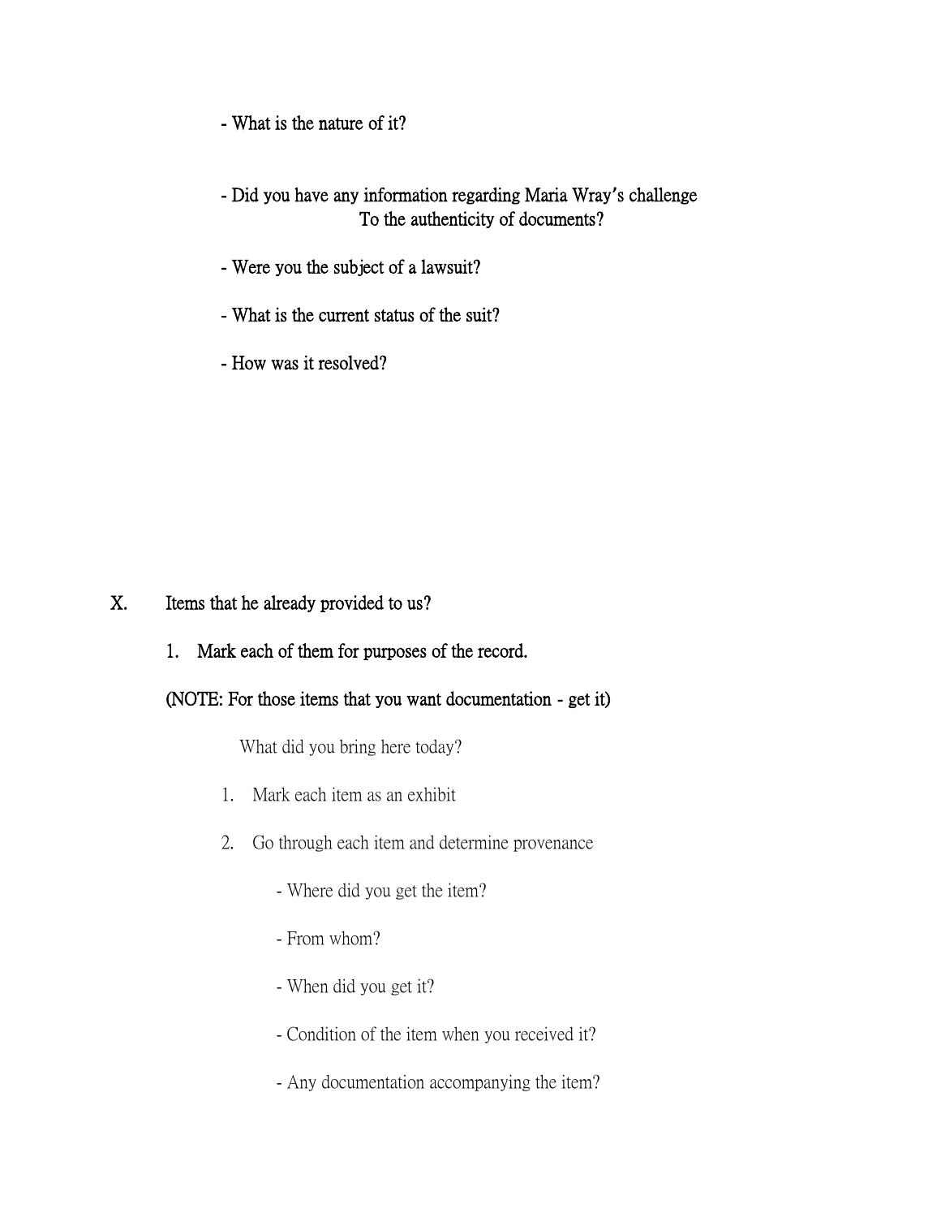- What is the nature of it?

- Did you have any information regarding Maria Wray's challenge To the authenticity of documents?

- Were you the subject of a lawsuit?

- What is the current status of the suit?

- How was it resolved?

X. Items that he already provided to us?

1. Mark each of them for purposes of the record.

(NOTE: For those items that you want documentation - get it)

What did you bring here today?

1. Mark each item as an exhibit
2. Go through each item and determine provenance
   - Where did you get the item?
   - From whom?
   - When did you get it?
   - Condition of the item when you received it?
   - Any documentation accompanying the item?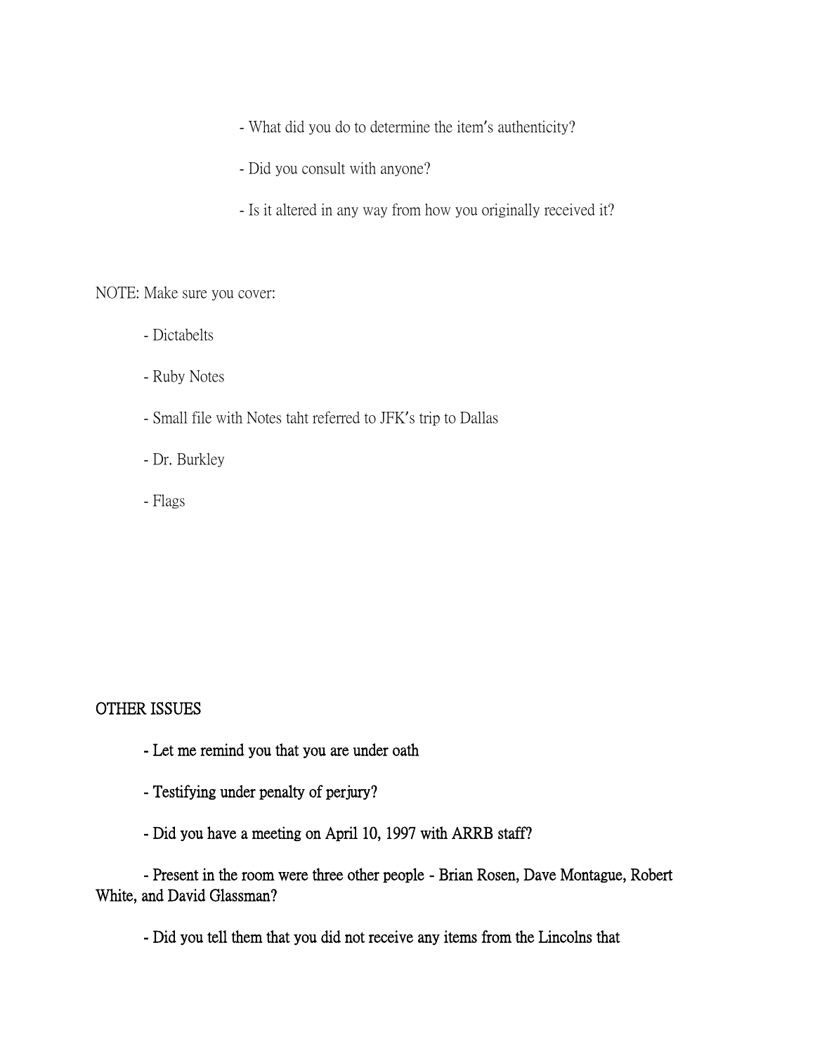- What did you do to determine the item's authenticity?

- Did you consult with anyone?

- Is it altered in any way from how you originally received it?

NOTE: Make sure you cover:

- Dictabelts
- Ruby Notes
- Small file with Notes taht referred to JFK's trip to Dallas
- Dr. Burkley
- Flags

OTHER ISSUES

- Let me remind you that you are under oath

- Testifying under penalty of perjury?

- Did you have a meeting on April 10, 1997 with ARRB staff?

- Present in the room were three other people - Brian Rosen, Dave Montague, Robert White, and David Glassman?

- Did you tell them that you did not receive any items from the Lincolns that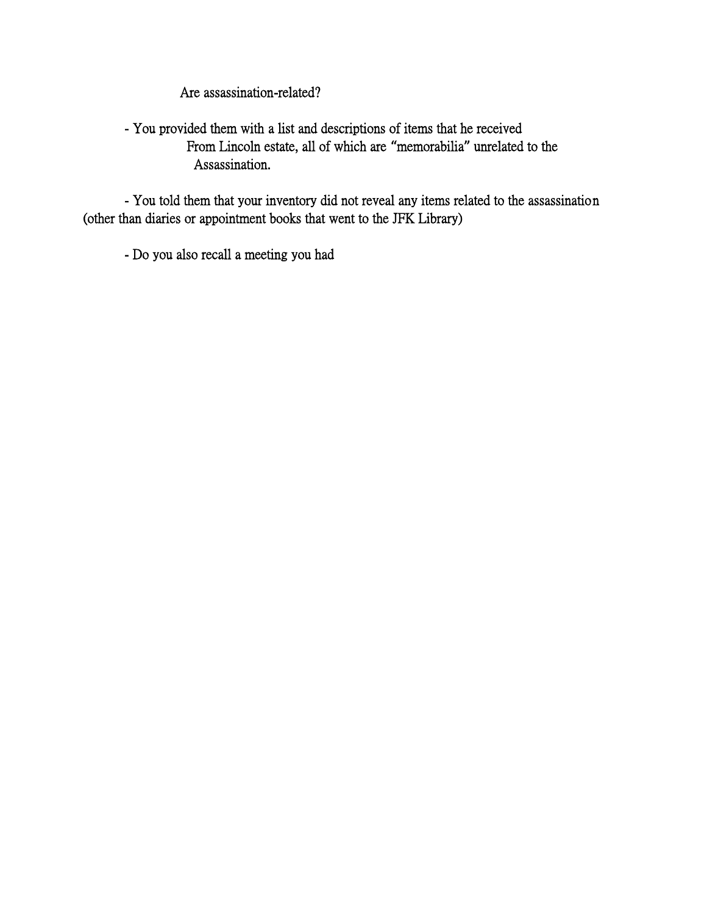Are assassination-related?

- You provided them with a list and descriptions of items that he received From Lincoln estate, all of which are "memorabilia" unrelated to the Assassination.

- You told them that your inventory did not reveal any items related to the assassination (other than diaries or appointment books that went to the JFK Library)

- Do you also recall a meeting you had